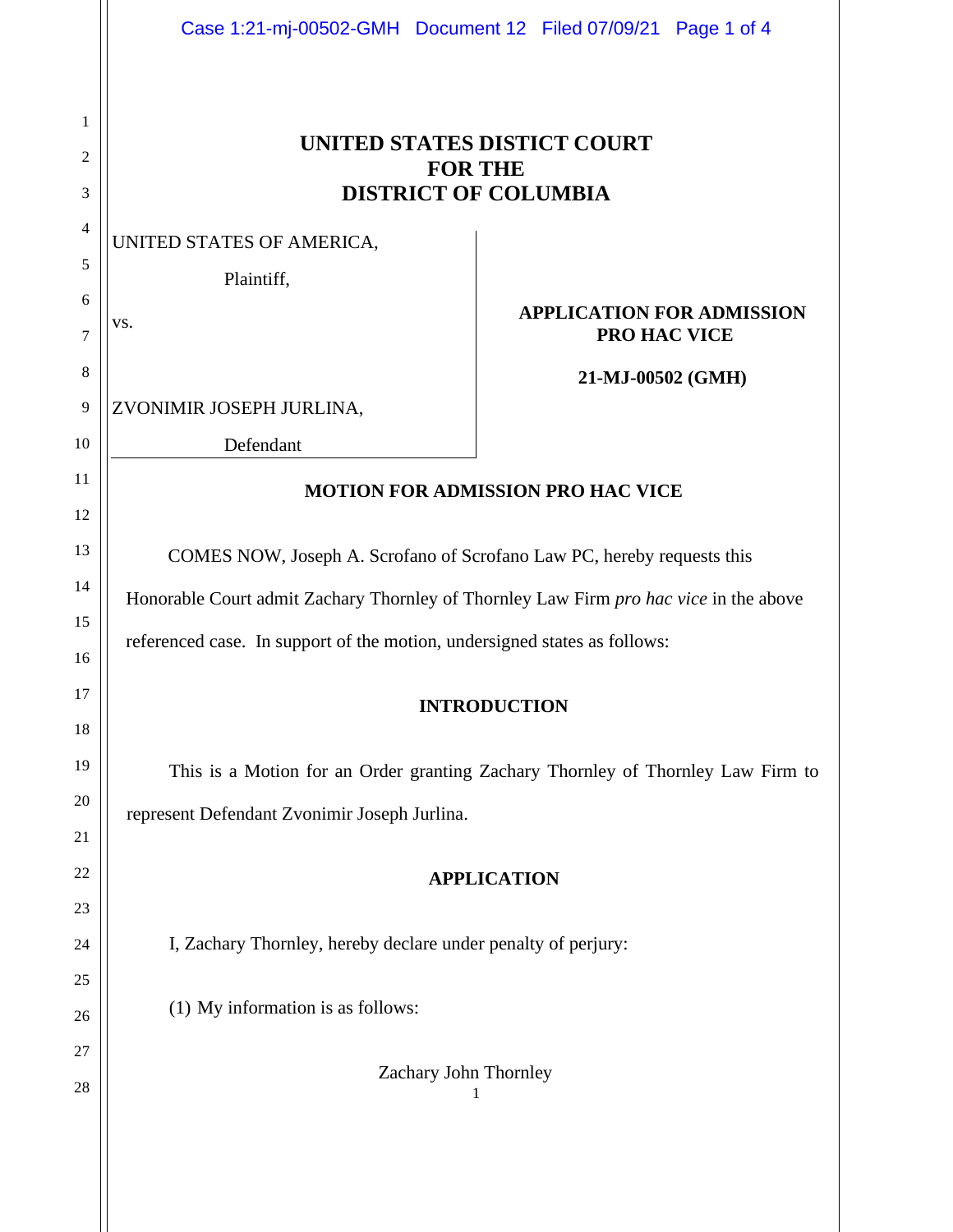# UNITED STATES DISTICT COURT
# FOR THE
# DISTRICT OF COLUMBIA

UNITED STATES OF AMERICA,

Plaintiff,

vs.

ZVONIMIR JOSEPH JURLINA,

Defendant

**APPLICATION FOR ADMISSION PRO HAC VICE**

**21-MJ-00502 (GMH)**

## MOTION FOR ADMISSION PRO HAC VICE

COMES NOW, Joseph A. Scrofano of Scrofano Law PC, hereby requests this Honorable Court admit Zachary Thornley of Thornley Law Firm *pro hac vice* in the above referenced case. In support of the motion, undersigned states as follows:

## INTRODUCTION

This is a Motion for an Order granting Zachary Thornley of Thornley Law Firm to represent Defendant Zvonimir Joseph Jurlina.

## APPLICATION

I, Zachary Thornley, hereby declare under penalty of perjury:

(1) My information is as follows:

Zachary John Thornley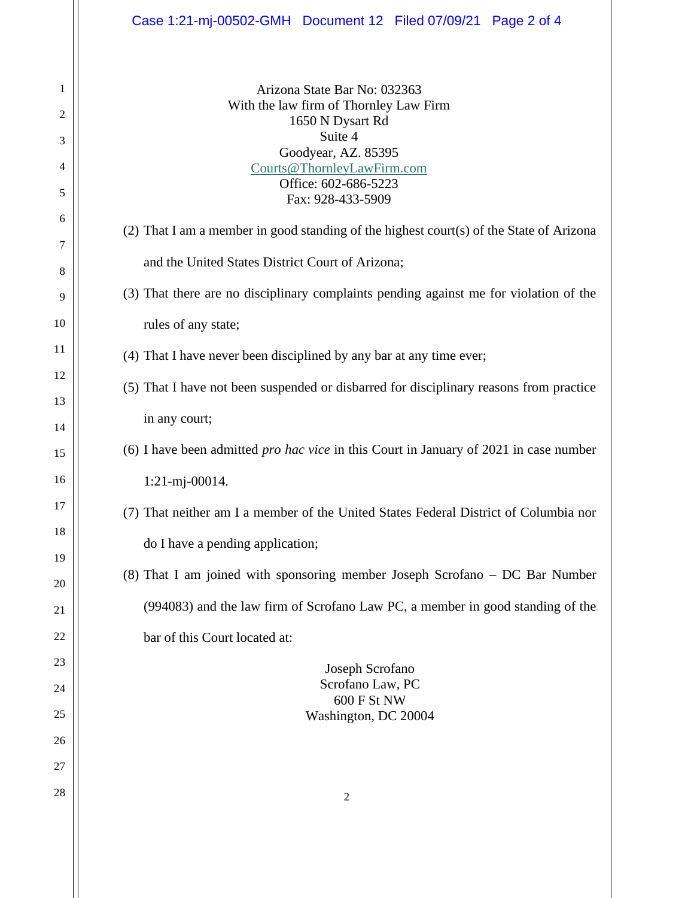Arizona State Bar No: 032363
With the law firm of Thornley Law Firm
1650 N Dysart Rd
Suite 4
Goodyear, AZ. 85395
Courts@ThornleyLawFirm.com
Office: 602-686-5223
Fax: 928-433-5909

(2) That I am a member in good standing of the highest court(s) of the State of Arizona and the United States District Court of Arizona;

(3) That there are no disciplinary complaints pending against me for violation of the rules of any state;

(4) That I have never been disciplined by any bar at any time ever;

(5) That I have not been suspended or disbarred for disciplinary reasons from practice in any court;

(6) I have been admitted *pro hac vice* in this Court in January of 2021 in case number 1:21-mj-00014.

(7) That neither am I a member of the United States Federal District of Columbia nor do I have a pending application;

(8) That I am joined with sponsoring member Joseph Scrofano – DC Bar Number (994083) and the law firm of Scrofano Law PC, a member in good standing of the bar of this Court located at:

Joseph Scrofano
Scrofano Law, PC
600 F St NW
Washington, DC 20004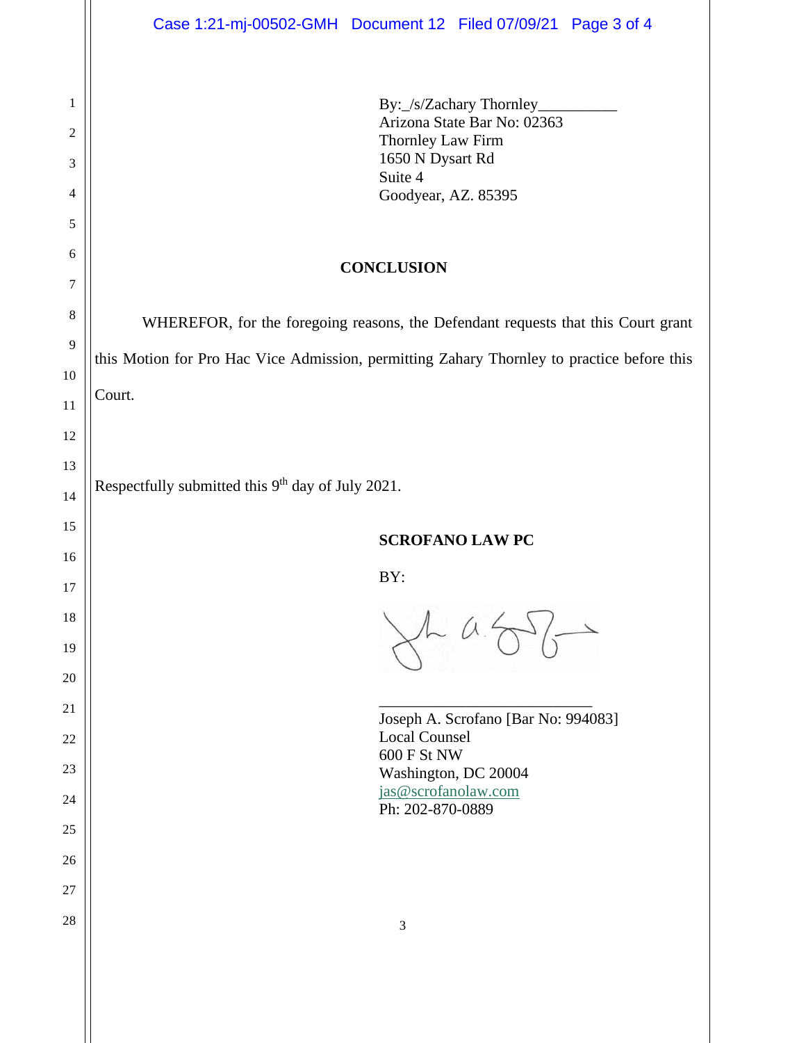By:_/s/Zachary Thornley__________
Arizona State Bar No: 02363
Thornley Law Firm
1650 N Dysart Rd
Suite 4
Goodyear, AZ. 85395

## CONCLUSION

WHEREFOR, for the foregoing reasons, the Defendant requests that this Court grant this Motion for Pro Hac Vice Admission, permitting Zahary Thornley to practice before this Court.

Respectfully submitted this 9th day of July 2021.

**SCROFANO LAW PC**

BY:

___________________________
Joseph A. Scrofano [Bar No: 994083]
Local Counsel
600 F St NW
Washington, DC 20004
jas@scrofanolaw.com
Ph: 202-870-0889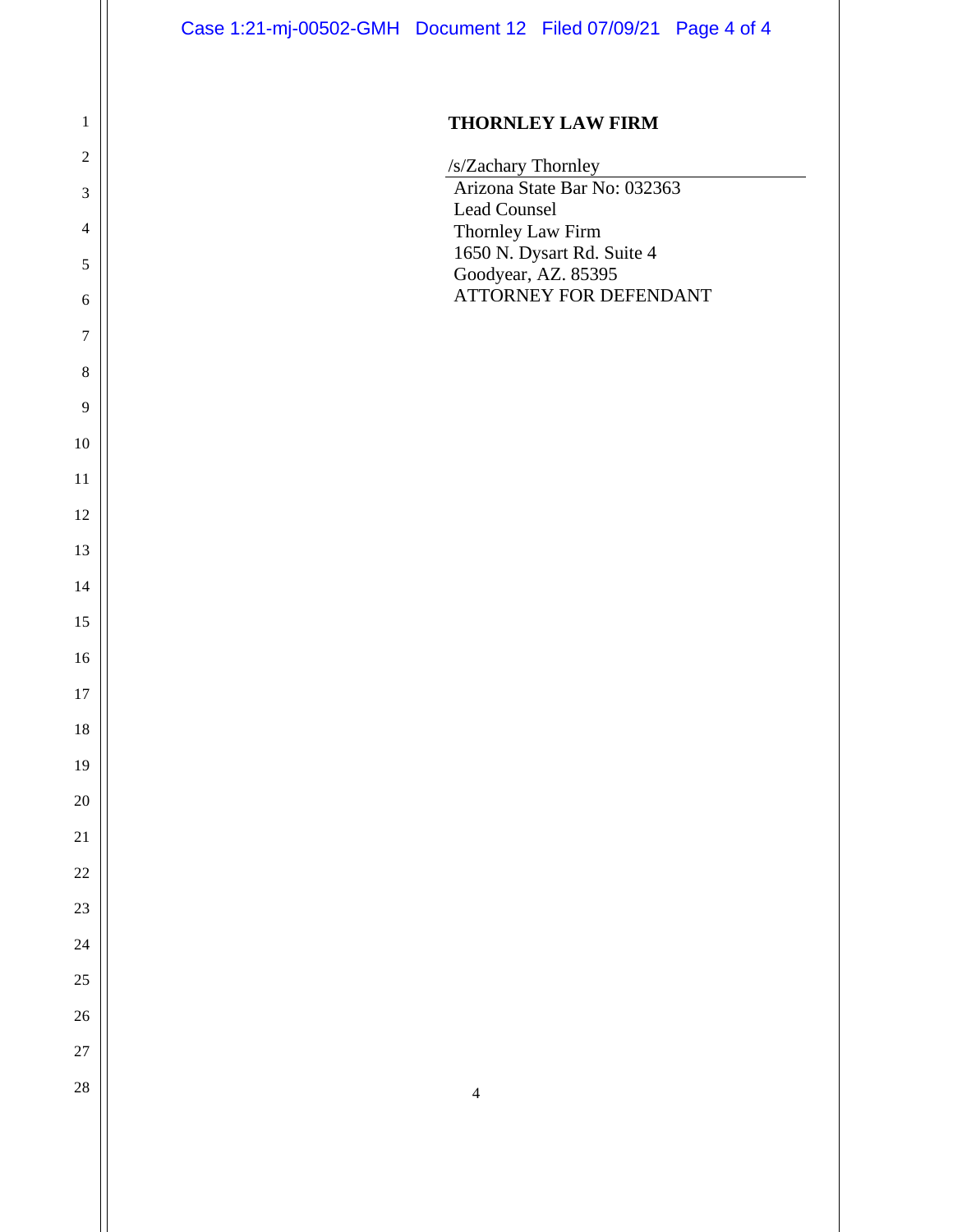**THORNLEY LAW FIRM**

/s/Zachary Thornley
Arizona State Bar No: 032363
Lead Counsel
Thornley Law Firm
1650 N. Dysart Rd. Suite 4
Goodyear, AZ. 85395
ATTORNEY FOR DEFENDANT